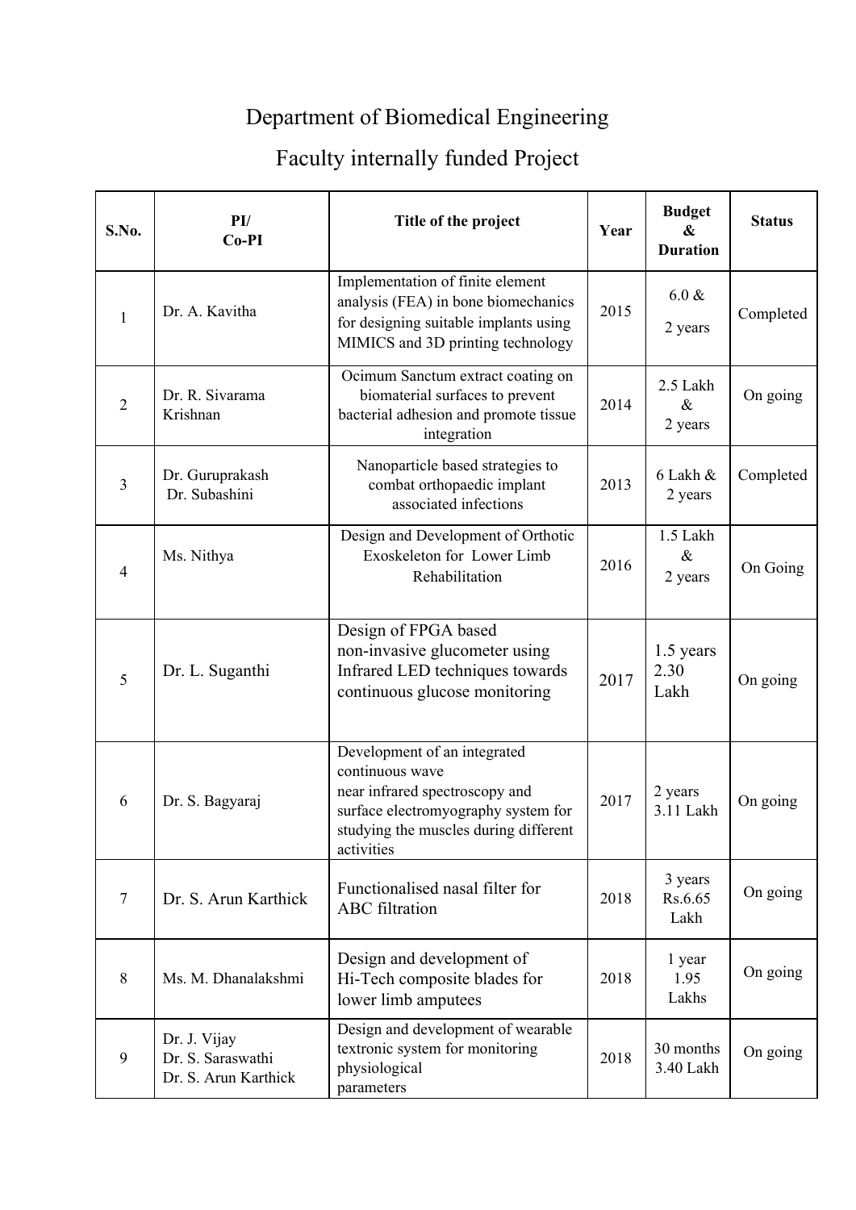# Department of Biomedical Engineering

## Faculty internally funded Project

| S.No. | PI/ Co-PI | Title of the project | Year | Budget & Duration | Status |
|---|---|---|---|---|---|
| 1 | Dr. A. Kavitha | Implementation of finite element analysis (FEA) in bone biomechanics for designing suitable implants using MIMICS and 3D printing technology | 2015 | 6.0 & 2 years | Completed |
| 2 | Dr. R. Sivarama Krishnan | Ocimum Sanctum extract coating on biomaterial surfaces to prevent bacterial adhesion and promote tissue integration | 2014 | 2.5 Lakh & 2 years | On going |
| 3 | Dr. Guruprakash Dr. Subashini | Nanoparticle based strategies to combat orthopaedic implant associated infections | 2013 | 6 Lakh & 2 years | Completed |
| 4 | Ms. Nithya | Design and Development of Orthotic Exoskeleton for Lower Limb Rehabilitation | 2016 | 1.5 Lakh & 2 years | On Going |
| 5 | Dr. L. Suganthi | Design of FPGA based non-invasive glucometer using Infrared LED techniques towards continuous glucose monitoring | 2017 | 1.5 years 2.30 Lakh | On going |
| 6 | Dr. S. Bagyaraj | Development of an integrated continuous wave near infrared spectroscopy and surface electromyography system for studying the muscles during different activities | 2017 | 2 years 3.11 Lakh | On going |
| 7 | Dr. S. Arun Karthick | Functionalised nasal filter for ABC filtration | 2018 | 3 years Rs.6.65 Lakh | On going |
| 8 | Ms. M. Dhanalakshmi | Design and development of Hi-Tech composite blades for lower limb amputees | 2018 | 1 year 1.95 Lakhs | On going |
| 9 | Dr. J. Vijay Dr. S. Saraswathi Dr. S. Arun Karthick | Design and development of wearable textronic system for monitoring physiological parameters | 2018 | 30 months 3.40 Lakh | On going |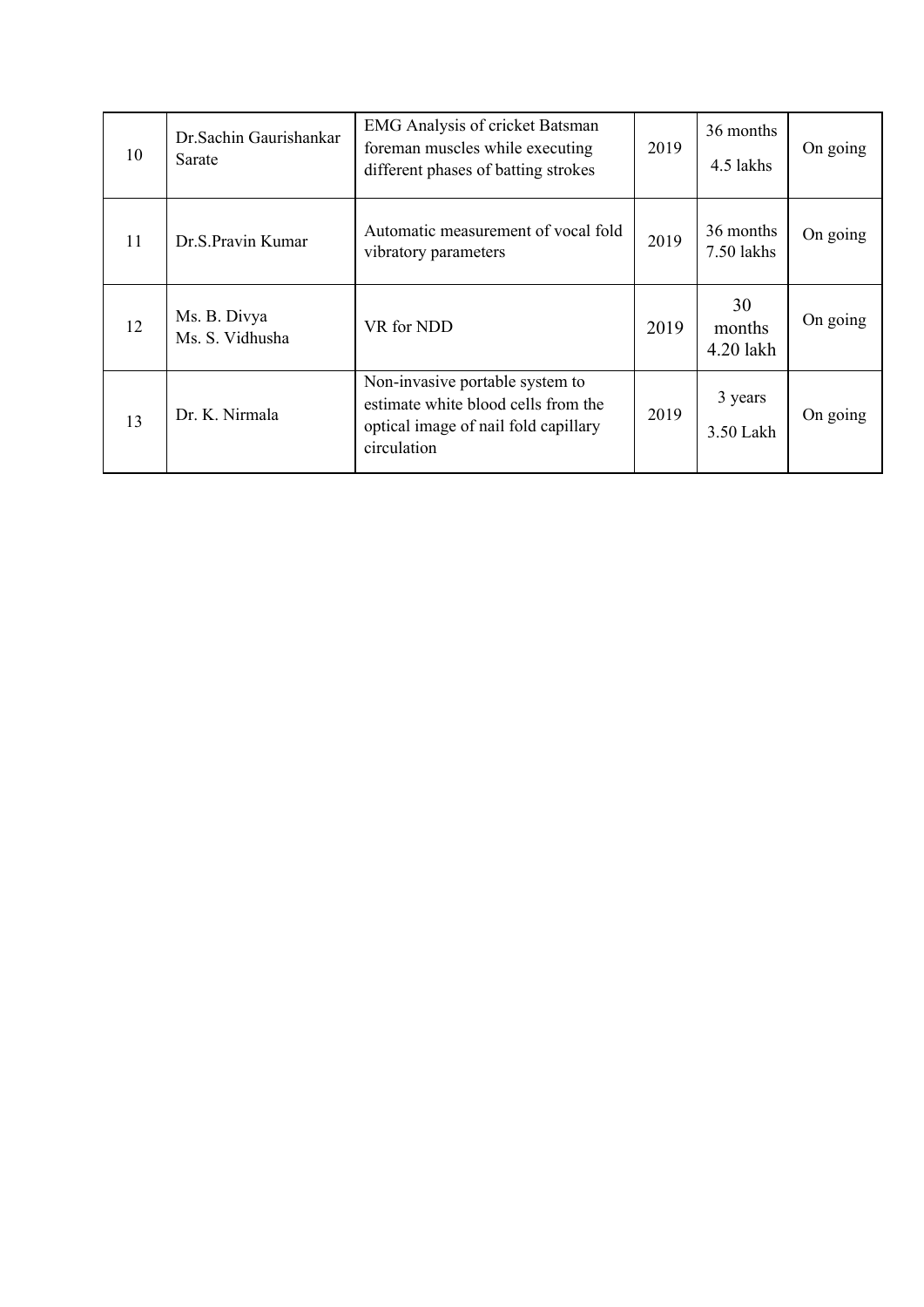| | | | | | |
|---|---|---|---|---|---|
| 10 | Dr.Sachin Gaurishankar Sarate | EMG Analysis of cricket Batsman foreman muscles while executing different phases of batting strokes | 2019 | 36 months 4.5 lakhs | On going |
| 11 | Dr.S.Pravin Kumar | Automatic measurement of vocal fold vibratory parameters | 2019 | 36 months 7.50 lakhs | On going |
| 12 | Ms. B. Divya Ms. S. Vidhusha | VR for NDD | 2019 | 30 months 4.20 lakh | On going |
| 13 | Dr. K. Nirmala | Non-invasive portable system to estimate white blood cells from the optical image of nail fold capillary circulation | 2019 | 3 years 3.50 Lakh | On going |